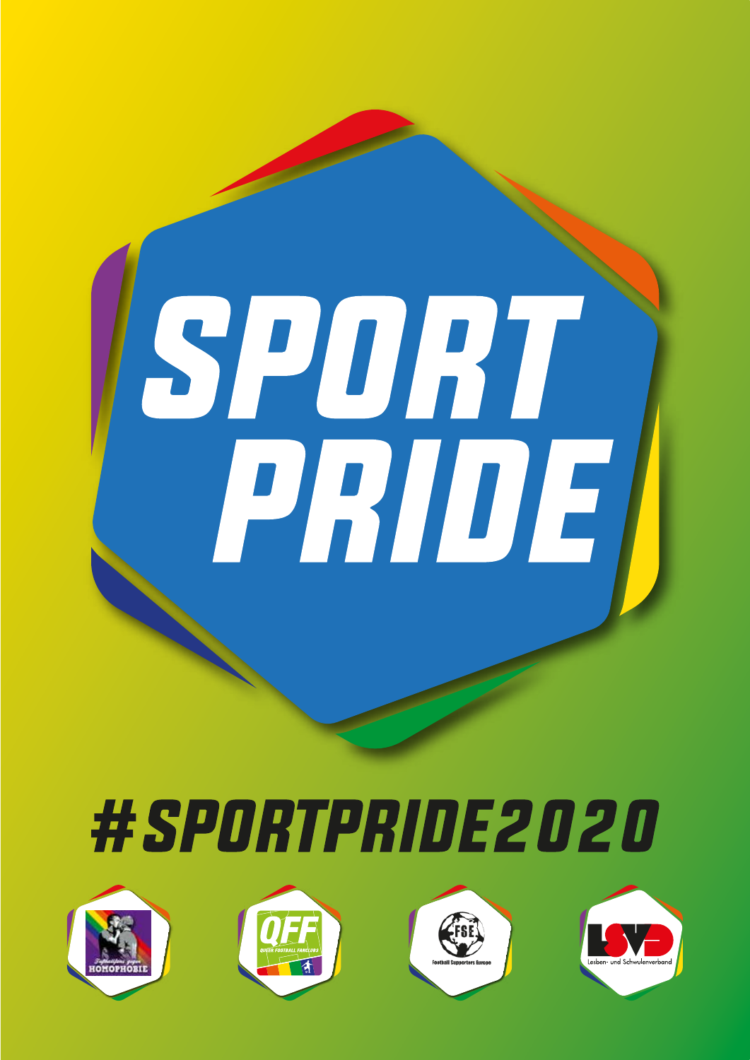# SPORT PRIDE

## #SPORTPRIDE2020

Fußballfans gegen HOMOPHOBIE

QFF QUEER FOOTBALL FANCLUBS

FSE Football Supporters Europe

LSVD Lesben- und Schwulenverband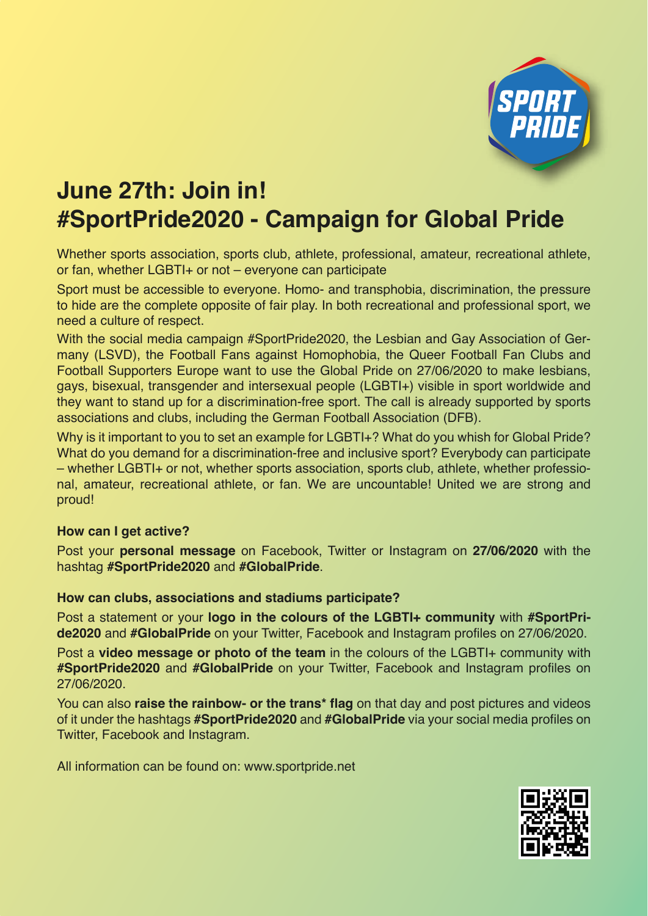SPORT PRIDE

# June 27th: Join in! #SportPride2020 - Campaign for Global Pride

Whether sports association, sports club, athlete, professional, amateur, recreational athlete, or fan, whether LGBTI+ or not – everyone can participate

Sport must be accessible to everyone. Homo- and transphobia, discrimination, the pressure to hide are the complete opposite of fair play. In both recreational and professional sport, we need a culture of respect.

With the social media campaign #SportPride2020, the Lesbian and Gay Association of Germany (LSVD), the Football Fans against Homophobia, the Queer Football Fan Clubs and Football Supporters Europe want to use the Global Pride on 27/06/2020 to make lesbians, gays, bisexual, transgender and intersexual people (LGBTI+) visible in sport worldwide and they want to stand up for a discrimination-free sport. The call is already supported by sports associations and clubs, including the German Football Association (DFB).

Why is it important to you to set an example for LGBTI+? What do you whish for Global Pride? What do you demand for a discrimination-free and inclusive sport? Everybody can participate – whether LGBTI+ or not, whether sports association, sports club, athlete, whether professional, amateur, recreational athlete, or fan. We are uncountable! United we are strong and proud!

**How can I get active?**

Post your **personal message** on Facebook, Twitter or Instagram on **27/06/2020** with the hashtag **#SportPride2020** and **#GlobalPride**.

**How can clubs, associations and stadiums participate?**

Post a statement or your **logo in the colours of the LGBTI+ community** with **#SportPride2020** and **#GlobalPride** on your Twitter, Facebook and Instagram profiles on 27/06/2020.

Post a **video message or photo of the team** in the colours of the LGBTI+ community with **#SportPride2020** and **#GlobalPride** on your Twitter, Facebook and Instagram profiles on 27/06/2020.

You can also **raise the rainbow- or the trans* flag** on that day and post pictures and videos of it under the hashtags **#SportPride2020** and **#GlobalPride** via your social media profiles on Twitter, Facebook and Instagram.

All information can be found on: www.sportpride.net